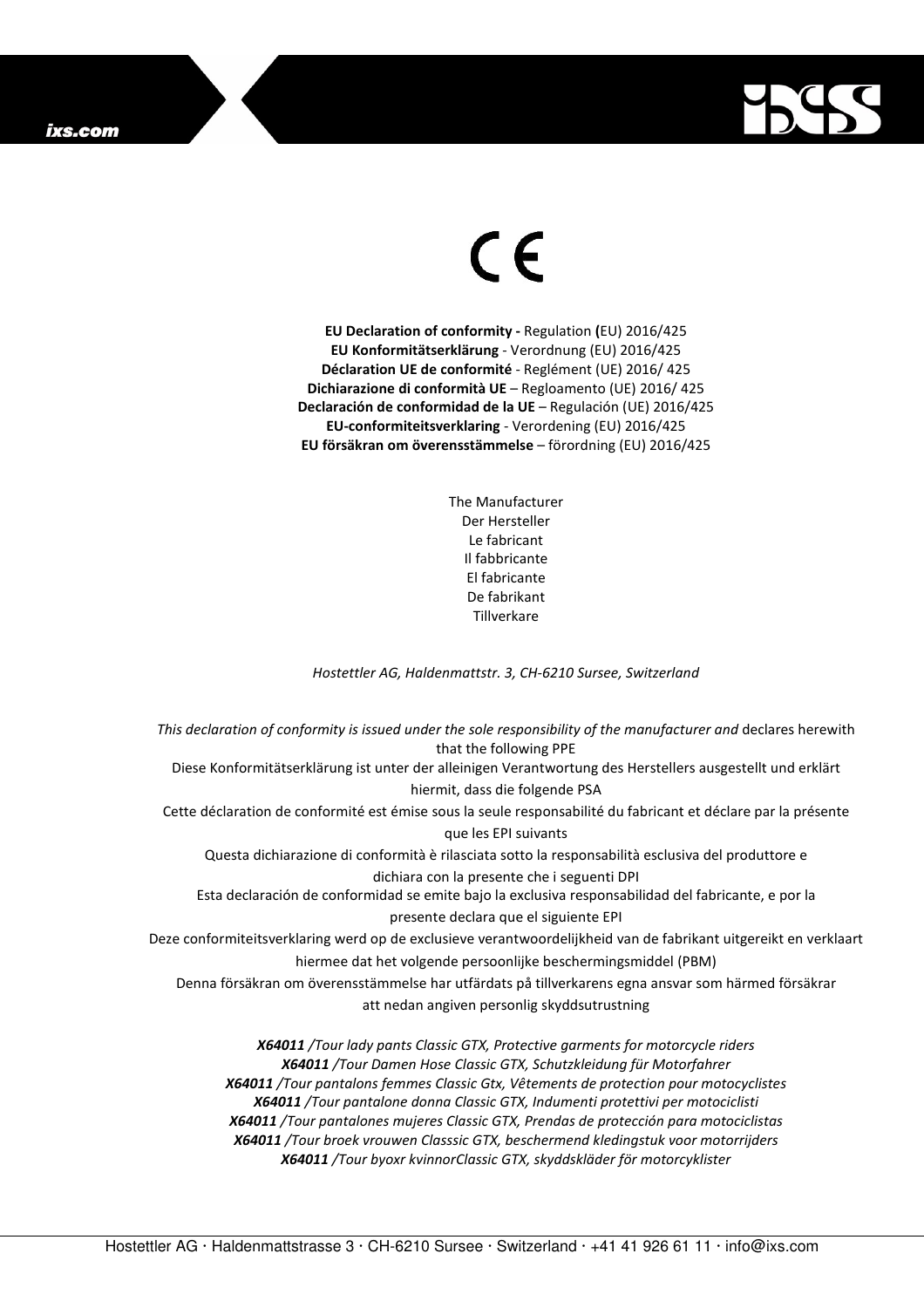CE

**EU Declaration of conformity -** Regulation **(**EU) 2016/425
**EU Konformitätserklärung** - Verordnung (EU) 2016/425
**Déclaration UE de conformité** - Reglément (UE) 2016/ 425
**Dichiarazione di conformità UE** – Regloamento (UE) 2016/ 425
**Declaración de conformidad de la UE** – Regulación (UE) 2016/425
**EU-conformiteitsverklaring** - Verordening (EU) 2016/425
**EU försäkran om överensstämmelse** – förordning (EU) 2016/425

The Manufacturer
Der Hersteller
Le fabricant
Il fabbricante
El fabricante
De fabrikant
Tillverkare

*Hostettler AG, Haldenmattstr. 3, CH-6210 Sursee, Switzerland*

*This declaration of conformity is issued under the sole responsibility of the manufacturer and* declares herewith that the following PPE
Diese Konformitätserklärung ist unter der alleinigen Verantwortung des Herstellers ausgestellt und erklärt hiermit, dass die folgende PSA
Cette déclaration de conformité est émise sous la seule responsabilité du fabricant et déclare par la présente que les EPI suivants
Questa dichiarazione di conformità è rilasciata sotto la responsabilità esclusiva del produttore e dichiara con la presente che i seguenti DPI
Esta declaración de conformidad se emite bajo la exclusiva responsabilidad del fabricante, e por la presente declara que el siguiente EPI
Deze conformiteitsverklaring werd op de exclusieve verantwoordelijkheid van de fabrikant uitgereikt en verklaart hiermee dat het volgende persoonlijke beschermingsmiddel (PBM)
Denna försäkran om överensstämmelse har utfärdats på tillverkarens egna ansvar som härmed försäkrar att nedan angiven personlig skyddsutrustning

***X64011*** */Tour lady pants Classic GTX, Protective garments for motorcycle riders*
***X64011*** */Tour Damen Hose Classic GTX, Schutzkleidung für Motorfahrer*
***X64011*** */Tour pantalons femmes Classic Gtx, Vêtements de protection pour motocyclistes*
***X64011*** */Tour pantalone donna Classic GTX, Indumenti protettivi per motociclisti*
***X64011*** */Tour pantalones mujeres Classic GTX, Prendas de protección para motociclistas*
***X64011*** */Tour broek vrouwen Classsic GTX, beschermend kledingstuk voor motorrijders*
***X64011*** */Tour byoxr kvinnorClassic GTX, skyddskläder för motorcyklister*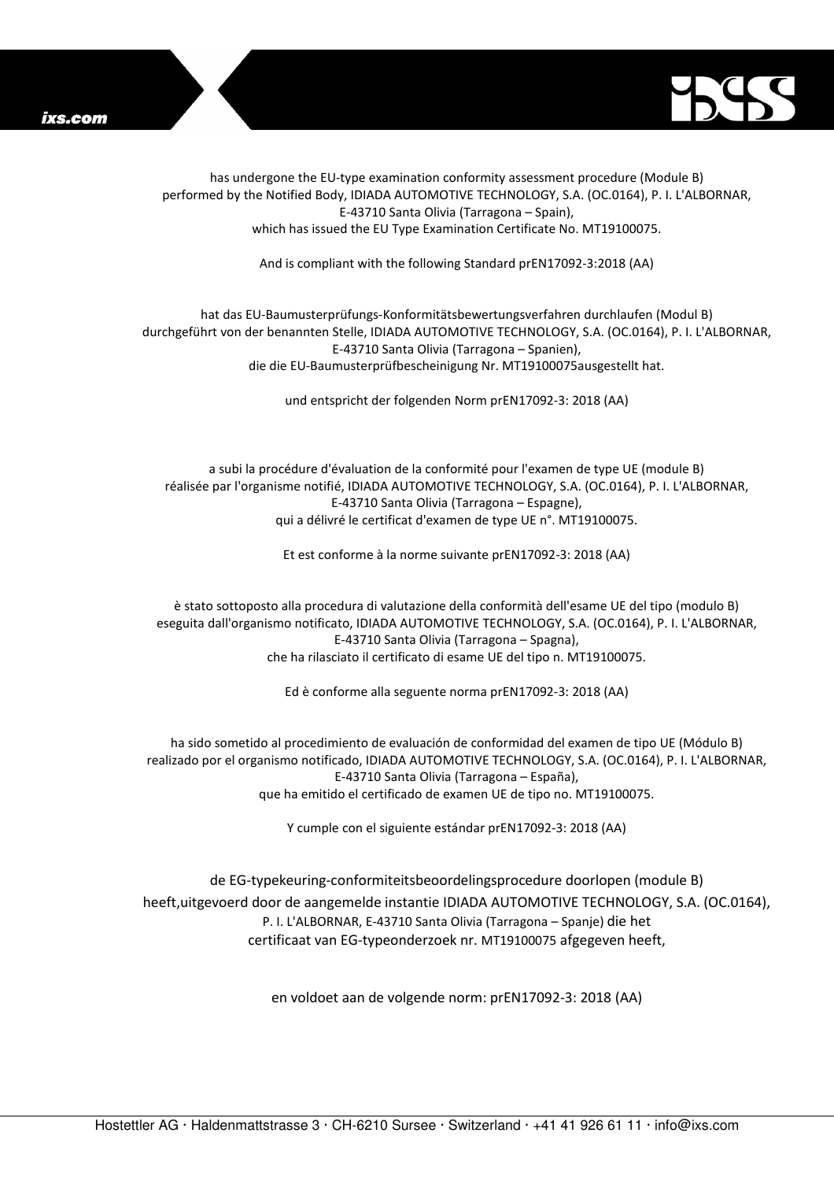has undergone the EU-type examination conformity assessment procedure (Module B)
performed by the Notified Body, IDIADA AUTOMOTIVE TECHNOLOGY, S.A. (OC.0164), P. I. L'ALBORNAR,
E-43710 Santa Olivia (Tarragona – Spain),
which has issued the EU Type Examination Certificate No. MT19100075.

And is compliant with the following Standard prEN17092-3:2018 (AA)

hat das EU-Baumusterprüfungs-Konformitätsbewertungsverfahren durchlaufen (Modul B)
durchgeführt von der benannten Stelle, IDIADA AUTOMOTIVE TECHNOLOGY, S.A. (OC.0164), P. I. L'ALBORNAR,
E-43710 Santa Olivia (Tarragona – Spanien),
die die EU-Baumusterprüfbescheinigung Nr. MT19100075ausgestellt hat.

und entspricht der folgenden Norm prEN17092-3: 2018 (AA)

a subi la procédure d'évaluation de la conformité pour l'examen de type UE (module B)
réalisée par l'organisme notifié, IDIADA AUTOMOTIVE TECHNOLOGY, S.A. (OC.0164), P. I. L'ALBORNAR,
E-43710 Santa Olivia (Tarragona – Espagne),
qui a délivré le certificat d'examen de type UE n°. MT19100075.

Et est conforme à la norme suivante prEN17092-3: 2018 (AA)

è stato sottoposto alla procedura di valutazione della conformità dell'esame UE del tipo (modulo B)
eseguita dall'organismo notificato, IDIADA AUTOMOTIVE TECHNOLOGY, S.A. (OC.0164), P. I. L'ALBORNAR,
E-43710 Santa Olivia (Tarragona – Spagna),
che ha rilasciato il certificato di esame UE del tipo n. MT19100075.

Ed è conforme alla seguente norma prEN17092-3: 2018 (AA)

ha sido sometido al procedimiento de evaluación de conformidad del examen de tipo UE (Módulo B)
realizado por el organismo notificado, IDIADA AUTOMOTIVE TECHNOLOGY, S.A. (OC.0164), P. I. L'ALBORNAR,
E-43710 Santa Olivia (Tarragona – España),
que ha emitido el certificado de examen UE de tipo no. MT19100075.

Y cumple con el siguiente estándar prEN17092-3: 2018 (AA)

de EG-typekeuring-conformiteitsbeoordelingsprocedure doorlopen (module B)
heeft,uitgevoerd door de aangemelde instantie IDIADA AUTOMOTIVE TECHNOLOGY, S.A. (OC.0164),
P. I. L'ALBORNAR, E-43710 Santa Olivia (Tarragona – Spanje) die het
certificaat van EG-typeonderzoek nr. MT19100075 afgegeven heeft,

en voldoet aan de volgende norm: prEN17092-3: 2018 (AA)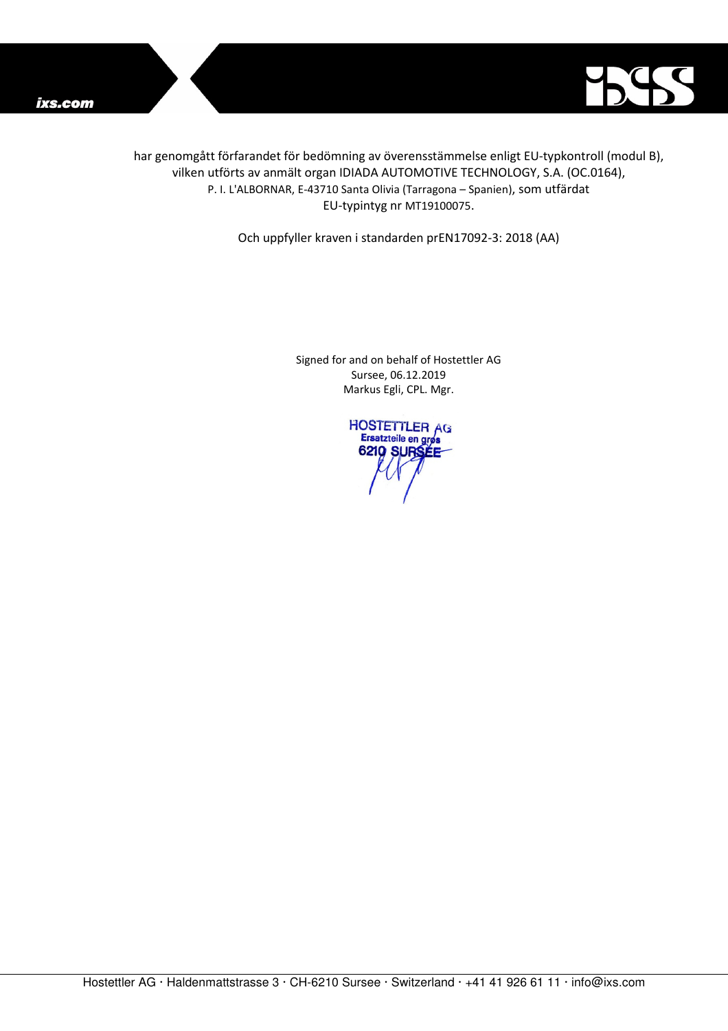har genomgått förfarandet för bedömning av överensstämmelse enligt EU-typkontroll (modul B), vilken utförts av anmält organ IDIADA AUTOMOTIVE TECHNOLOGY, S.A. (OC.0164), P. I. L'ALBORNAR, E-43710 Santa Olivia (Tarragona – Spanien), som utfärdat EU-typintyg nr MT19100075.

Och uppfyller kraven i standarden prEN17092-3: 2018 (AA)

Signed for and on behalf of Hostettler AG
Sursee, 06.12.2019
Markus Egli, CPL. Mgr.

HOSTETTLER AG
Ersatzteile en gros
6210 SURSEE

Hostettler AG · Haldenmattstrasse 3 · CH-6210 Sursee · Switzerland · +41 41 926 61 11 · info@ixs.com